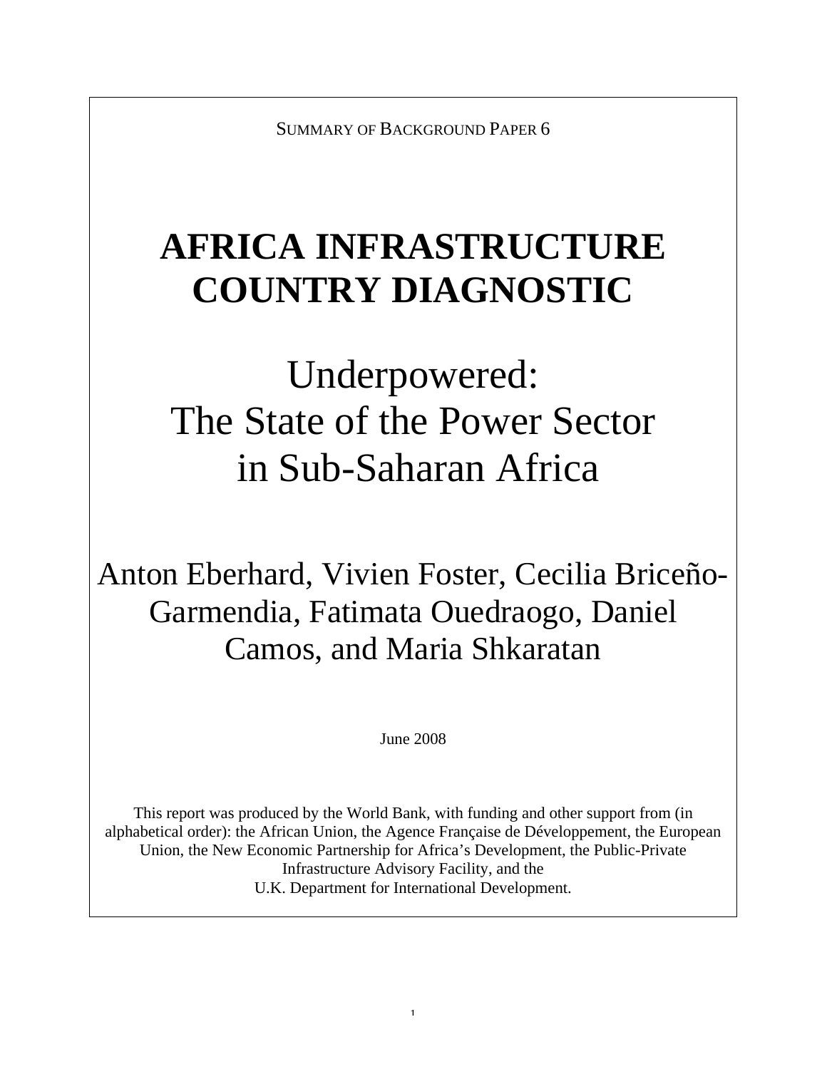SUMMARY OF BACKGROUND PAPER 6

# AFRICA INFRASTRUCTURE COUNTRY DIAGNOSTIC

## Underpowered: The State of the Power Sector in Sub-Saharan Africa

Anton Eberhard, Vivien Foster, Cecilia Briceño-Garmendia, Fatimata Ouedraogo, Daniel Camos, and Maria Shkaratan

June 2008

This report was produced by the World Bank, with funding and other support from (in alphabetical order): the African Union, the Agence Française de Développement, the European Union, the New Economic Partnership for Africa's Development, the Public-Private Infrastructure Advisory Facility, and the U.K. Department for International Development.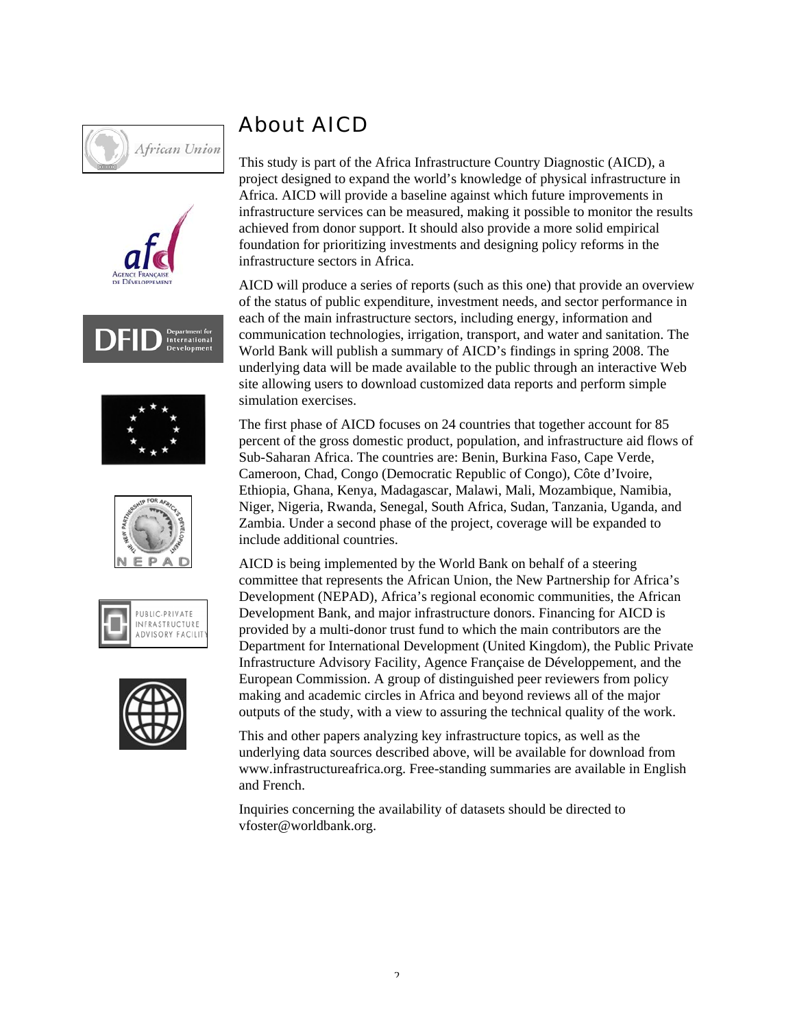# About AICD

This study is part of the Africa Infrastructure Country Diagnostic (AICD), a project designed to expand the world's knowledge of physical infrastructure in Africa. AICD will provide a baseline against which future improvements in infrastructure services can be measured, making it possible to monitor the results achieved from donor support. It should also provide a more solid empirical foundation for prioritizing investments and designing policy reforms in the infrastructure sectors in Africa.

AICD will produce a series of reports (such as this one) that provide an overview of the status of public expenditure, investment needs, and sector performance in each of the main infrastructure sectors, including energy, information and communication technologies, irrigation, transport, and water and sanitation. The World Bank will publish a summary of AICD's findings in spring 2008. The underlying data will be made available to the public through an interactive Web site allowing users to download customized data reports and perform simple simulation exercises.

The first phase of AICD focuses on 24 countries that together account for 85 percent of the gross domestic product, population, and infrastructure aid flows of Sub-Saharan Africa. The countries are: Benin, Burkina Faso, Cape Verde, Cameroon, Chad, Congo (Democratic Republic of Congo), Côte d'Ivoire, Ethiopia, Ghana, Kenya, Madagascar, Malawi, Mali, Mozambique, Namibia, Niger, Nigeria, Rwanda, Senegal, South Africa, Sudan, Tanzania, Uganda, and Zambia. Under a second phase of the project, coverage will be expanded to include additional countries.

AICD is being implemented by the World Bank on behalf of a steering committee that represents the African Union, the New Partnership for Africa's Development (NEPAD), Africa's regional economic communities, the African Development Bank, and major infrastructure donors. Financing for AICD is provided by a multi-donor trust fund to which the main contributors are the Department for International Development (United Kingdom), the Public Private Infrastructure Advisory Facility, Agence Française de Développement, and the European Commission. A group of distinguished peer reviewers from policy making and academic circles in Africa and beyond reviews all of the major outputs of the study, with a view to assuring the technical quality of the work.

This and other papers analyzing key infrastructure topics, as well as the underlying data sources described above, will be available for download from www.infrastructureafrica.org. Free-standing summaries are available in English and French.

Inquiries concerning the availability of datasets should be directed to vfoster@worldbank.org.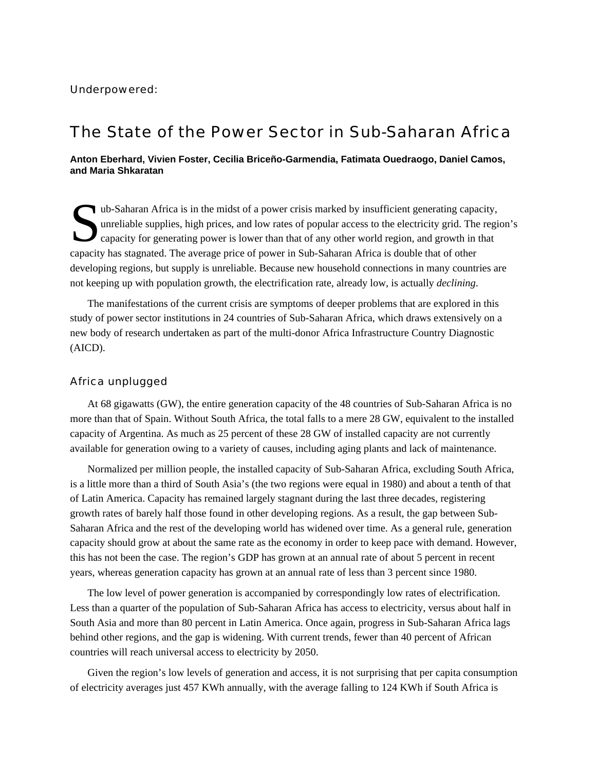Underpowered:

# The State of the Power Sector in Sub-Saharan Africa

**Anton Eberhard, Vivien Foster, Cecilia Briceño-Garmendia, Fatimata Ouedraogo, Daniel Camos, and Maria Shkaratan**

Sub-Saharan Africa is in the midst of a power crisis marked by insufficient generating capacity, unreliable supplies, high prices, and low rates of popular access to the electricity grid. The region's capacity for generating power is lower than that of any other world region, and growth in that capacity has stagnated. The average price of power in Sub-Saharan Africa is double that of other developing regions, but supply is unreliable. Because new household connections in many countries are not keeping up with population growth, the electrification rate, already low, is actually *declining*.

The manifestations of the current crisis are symptoms of deeper problems that are explored in this study of power sector institutions in 24 countries of Sub-Saharan Africa, which draws extensively on a new body of research undertaken as part of the multi-donor Africa Infrastructure Country Diagnostic (AICD).

## Africa unplugged

At 68 gigawatts (GW), the entire generation capacity of the 48 countries of Sub-Saharan Africa is no more than that of Spain. Without South Africa, the total falls to a mere 28 GW, equivalent to the installed capacity of Argentina. As much as 25 percent of these 28 GW of installed capacity are not currently available for generation owing to a variety of causes, including aging plants and lack of maintenance.

Normalized per million people, the installed capacity of Sub-Saharan Africa, excluding South Africa, is a little more than a third of South Asia's (the two regions were equal in 1980) and about a tenth of that of Latin America. Capacity has remained largely stagnant during the last three decades, registering growth rates of barely half those found in other developing regions. As a result, the gap between Sub-Saharan Africa and the rest of the developing world has widened over time. As a general rule, generation capacity should grow at about the same rate as the economy in order to keep pace with demand. However, this has not been the case. The region's GDP has grown at an annual rate of about 5 percent in recent years, whereas generation capacity has grown at an annual rate of less than 3 percent since 1980.

The low level of power generation is accompanied by correspondingly low rates of electrification. Less than a quarter of the population of Sub-Saharan Africa has access to electricity, versus about half in South Asia and more than 80 percent in Latin America. Once again, progress in Sub-Saharan Africa lags behind other regions, and the gap is widening. With current trends, fewer than 40 percent of African countries will reach universal access to electricity by 2050.

Given the region's low levels of generation and access, it is not surprising that per capita consumption of electricity averages just 457 KWh annually, with the average falling to 124 KWh if South Africa is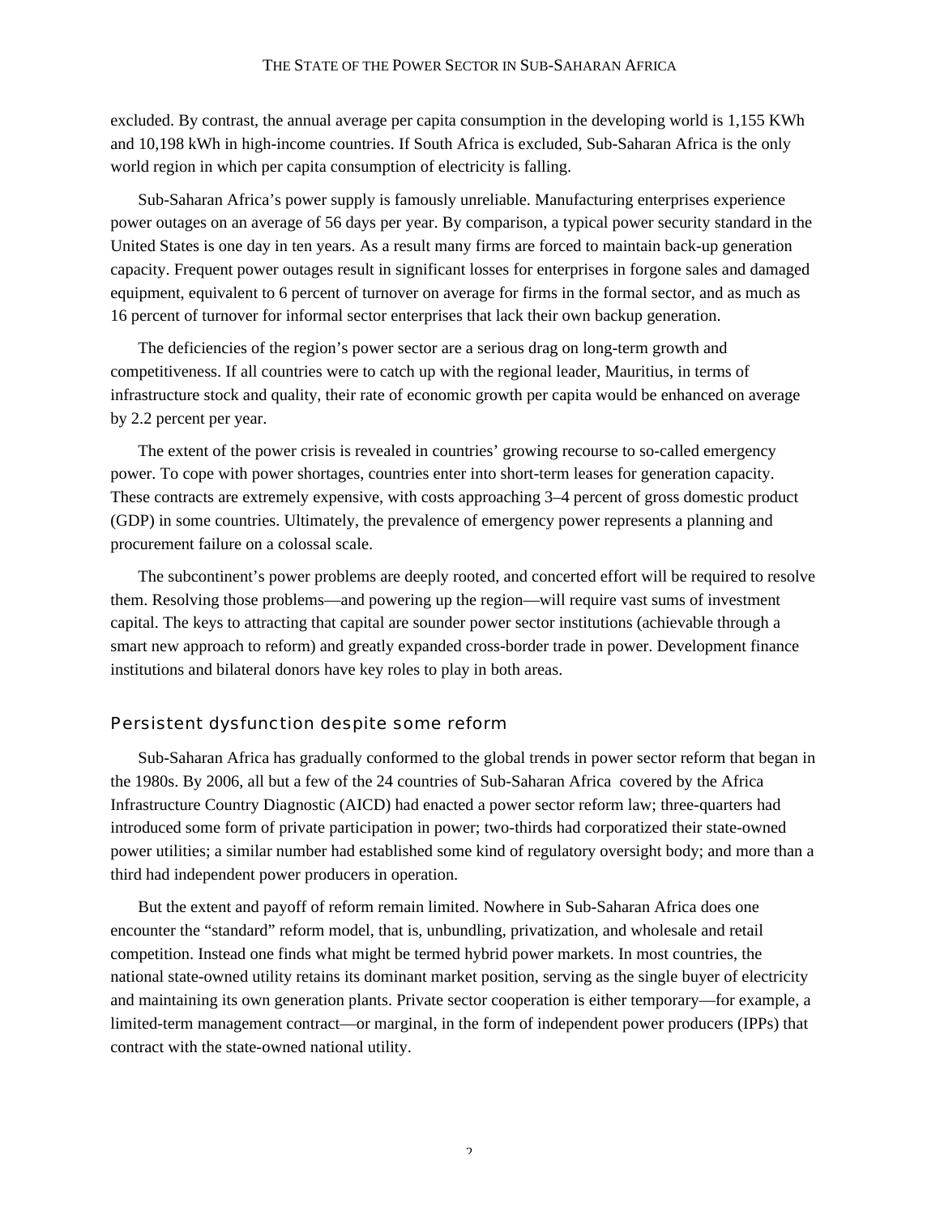excluded. By contrast, the annual average per capita consumption in the developing world is 1,155 KWh and 10,198 kWh in high-income countries. If South Africa is excluded, Sub-Saharan Africa is the only world region in which per capita consumption of electricity is falling.

Sub-Saharan Africa's power supply is famously unreliable. Manufacturing enterprises experience power outages on an average of 56 days per year. By comparison, a typical power security standard in the United States is one day in ten years. As a result many firms are forced to maintain back-up generation capacity. Frequent power outages result in significant losses for enterprises in forgone sales and damaged equipment, equivalent to 6 percent of turnover on average for firms in the formal sector, and as much as 16 percent of turnover for informal sector enterprises that lack their own backup generation.

The deficiencies of the region's power sector are a serious drag on long-term growth and competitiveness. If all countries were to catch up with the regional leader, Mauritius, in terms of infrastructure stock and quality, their rate of economic growth per capita would be enhanced on average by 2.2 percent per year.

The extent of the power crisis is revealed in countries' growing recourse to so-called emergency power. To cope with power shortages, countries enter into short-term leases for generation capacity. These contracts are extremely expensive, with costs approaching 3–4 percent of gross domestic product (GDP) in some countries. Ultimately, the prevalence of emergency power represents a planning and procurement failure on a colossal scale.

The subcontinent's power problems are deeply rooted, and concerted effort will be required to resolve them. Resolving those problems—and powering up the region—will require vast sums of investment capital. The keys to attracting that capital are sounder power sector institutions (achievable through a smart new approach to reform) and greatly expanded cross-border trade in power. Development finance institutions and bilateral donors have key roles to play in both areas.

## Persistent dysfunction despite some reform

Sub-Saharan Africa has gradually conformed to the global trends in power sector reform that began in the 1980s. By 2006, all but a few of the 24 countries of Sub-Saharan Africa covered by the Africa Infrastructure Country Diagnostic (AICD) had enacted a power sector reform law; three-quarters had introduced some form of private participation in power; two-thirds had corporatized their state-owned power utilities; a similar number had established some kind of regulatory oversight body; and more than a third had independent power producers in operation.

But the extent and payoff of reform remain limited. Nowhere in Sub-Saharan Africa does one encounter the "standard" reform model, that is, unbundling, privatization, and wholesale and retail competition. Instead one finds what might be termed hybrid power markets. In most countries, the national state-owned utility retains its dominant market position, serving as the single buyer of electricity and maintaining its own generation plants. Private sector cooperation is either temporary—for example, a limited-term management contract—or marginal, in the form of independent power producers (IPPs) that contract with the state-owned national utility.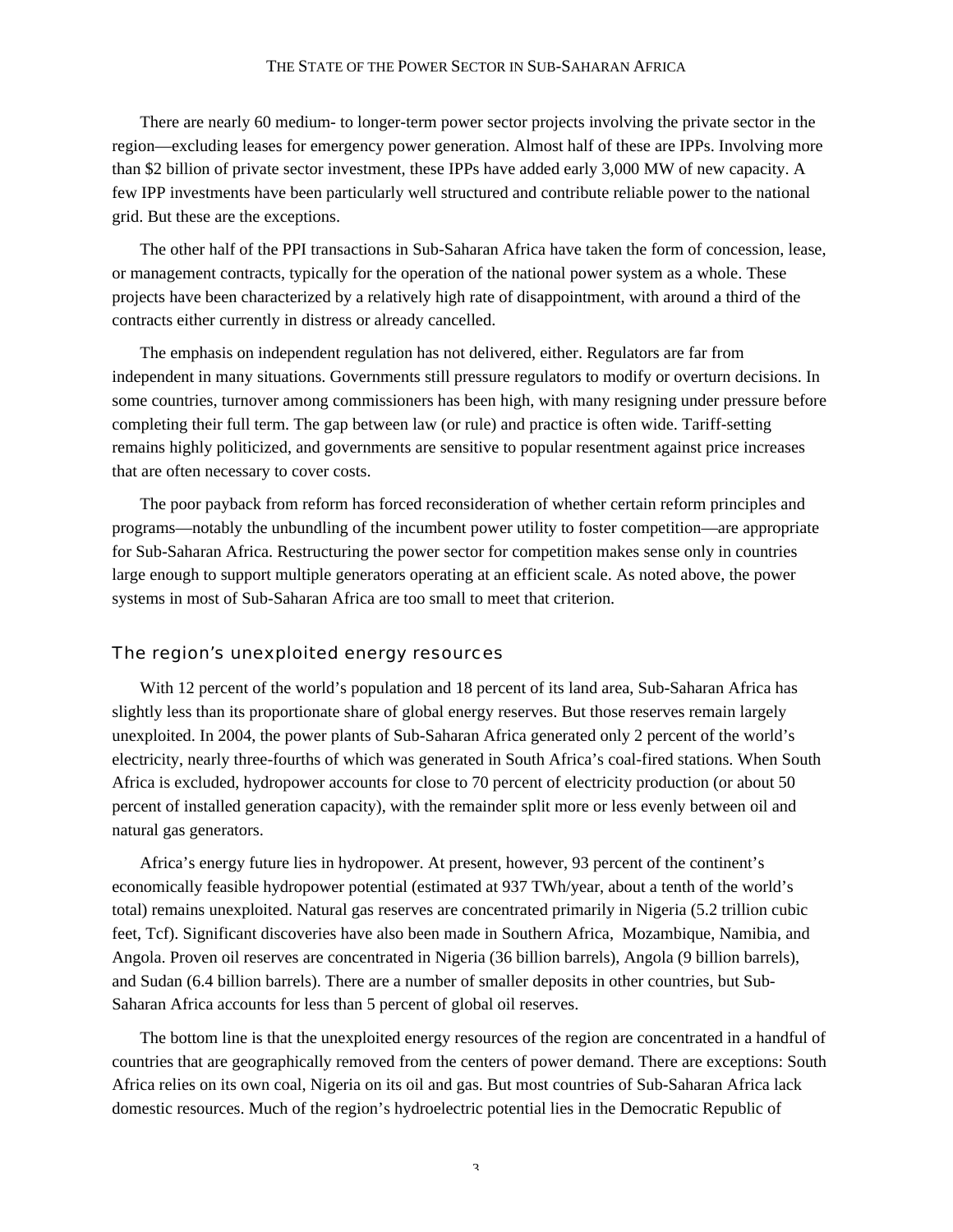There are nearly 60 medium- to longer-term power sector projects involving the private sector in the region—excluding leases for emergency power generation. Almost half of these are IPPs. Involving more than $2 billion of private sector investment, these IPPs have added early 3,000 MW of new capacity. A few IPP investments have been particularly well structured and contribute reliable power to the national grid. But these are the exceptions.

The other half of the PPI transactions in Sub-Saharan Africa have taken the form of concession, lease, or management contracts, typically for the operation of the national power system as a whole. These projects have been characterized by a relatively high rate of disappointment, with around a third of the contracts either currently in distress or already cancelled.

The emphasis on independent regulation has not delivered, either. Regulators are far from independent in many situations. Governments still pressure regulators to modify or overturn decisions. In some countries, turnover among commissioners has been high, with many resigning under pressure before completing their full term. The gap between law (or rule) and practice is often wide. Tariff-setting remains highly politicized, and governments are sensitive to popular resentment against price increases that are often necessary to cover costs.

The poor payback from reform has forced reconsideration of whether certain reform principles and programs—notably the unbundling of the incumbent power utility to foster competition—are appropriate for Sub-Saharan Africa. Restructuring the power sector for competition makes sense only in countries large enough to support multiple generators operating at an efficient scale. As noted above, the power systems in most of Sub-Saharan Africa are too small to meet that criterion.

## The region's unexploited energy resources

With 12 percent of the world's population and 18 percent of its land area, Sub-Saharan Africa has slightly less than its proportionate share of global energy reserves. But those reserves remain largely unexploited. In 2004, the power plants of Sub-Saharan Africa generated only 2 percent of the world's electricity, nearly three-fourths of which was generated in South Africa's coal-fired stations. When South Africa is excluded, hydropower accounts for close to 70 percent of electricity production (or about 50 percent of installed generation capacity), with the remainder split more or less evenly between oil and natural gas generators.

Africa's energy future lies in hydropower. At present, however, 93 percent of the continent's economically feasible hydropower potential (estimated at 937 TWh/year, about a tenth of the world's total) remains unexploited. Natural gas reserves are concentrated primarily in Nigeria (5.2 trillion cubic feet, Tcf). Significant discoveries have also been made in Southern Africa, Mozambique, Namibia, and Angola. Proven oil reserves are concentrated in Nigeria (36 billion barrels), Angola (9 billion barrels), and Sudan (6.4 billion barrels). There are a number of smaller deposits in other countries, but Sub-Saharan Africa accounts for less than 5 percent of global oil reserves.

The bottom line is that the unexploited energy resources of the region are concentrated in a handful of countries that are geographically removed from the centers of power demand. There are exceptions: South Africa relies on its own coal, Nigeria on its oil and gas. But most countries of Sub-Saharan Africa lack domestic resources. Much of the region's hydroelectric potential lies in the Democratic Republic of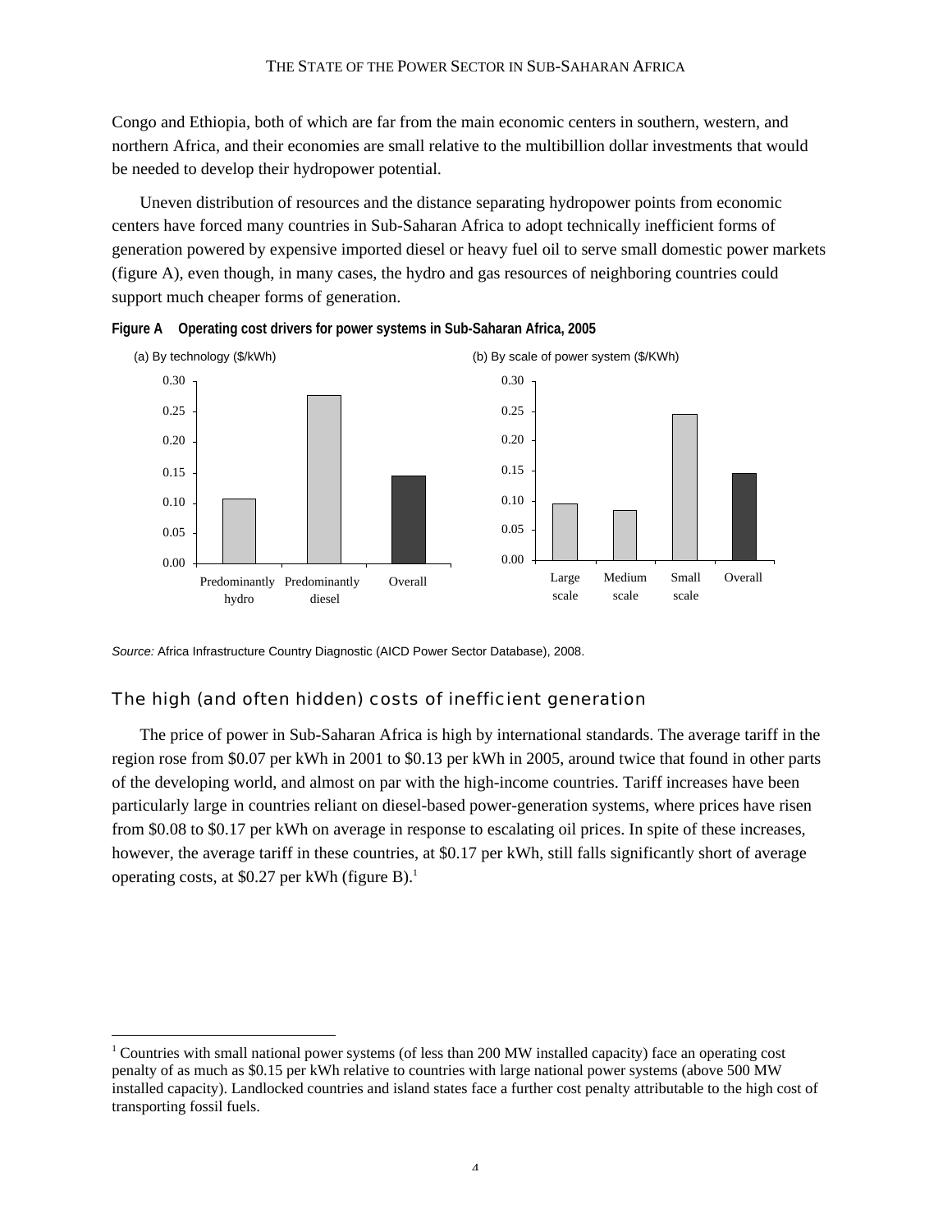Congo and Ethiopia, both of which are far from the main economic centers in southern, western, and northern Africa, and their economies are small relative to the multibillion dollar investments that would be needed to develop their hydropower potential.

Uneven distribution of resources and the distance separating hydropower points from economic centers have forced many countries in Sub-Saharan Africa to adopt technically inefficient forms of generation powered by expensive imported diesel or heavy fuel oil to serve small domestic power markets (figure A), even though, in many cases, the hydro and gas resources of neighboring countries could support much cheaper forms of generation.

**Figure A Operating cost drivers for power systems in Sub-Saharan Africa, 2005**

(a) By technology ($/kWh)

| Predominantly hydro | Predominantly diesel | Overall |
|---|---|---|
| ~0.11 | ~0.27 | ~0.14 |

(b) By scale of power system ($/KWh)

| Large scale | Medium scale | Small scale | Overall |
|---|---|---|---|
| ~0.09 | ~0.08 | ~0.24 | ~0.14 |

*Source:* Africa Infrastructure Country Diagnostic (AICD Power Sector Database), 2008.

## The high (and often hidden) costs of inefficient generation

The price of power in Sub-Saharan Africa is high by international standards. The average tariff in the region rose from $0.07 per kWh in 2001 to $0.13 per kWh in 2005, around twice that found in other parts of the developing world, and almost on par with the high-income countries. Tariff increases have been particularly large in countries reliant on diesel-based power-generation systems, where prices have risen from $0.08 to $0.17 per kWh on average in response to escalating oil prices. In spite of these increases, however, the average tariff in these countries, at $0.17 per kWh, still falls significantly short of average operating costs, at $0.27 per kWh (figure B).[1]

[1] Countries with small national power systems (of less than 200 MW installed capacity) face an operating cost penalty of as much as $0.15 per kWh relative to countries with large national power systems (above 500 MW installed capacity). Landlocked countries and island states face a further cost penalty attributable to the high cost of transporting fossil fuels.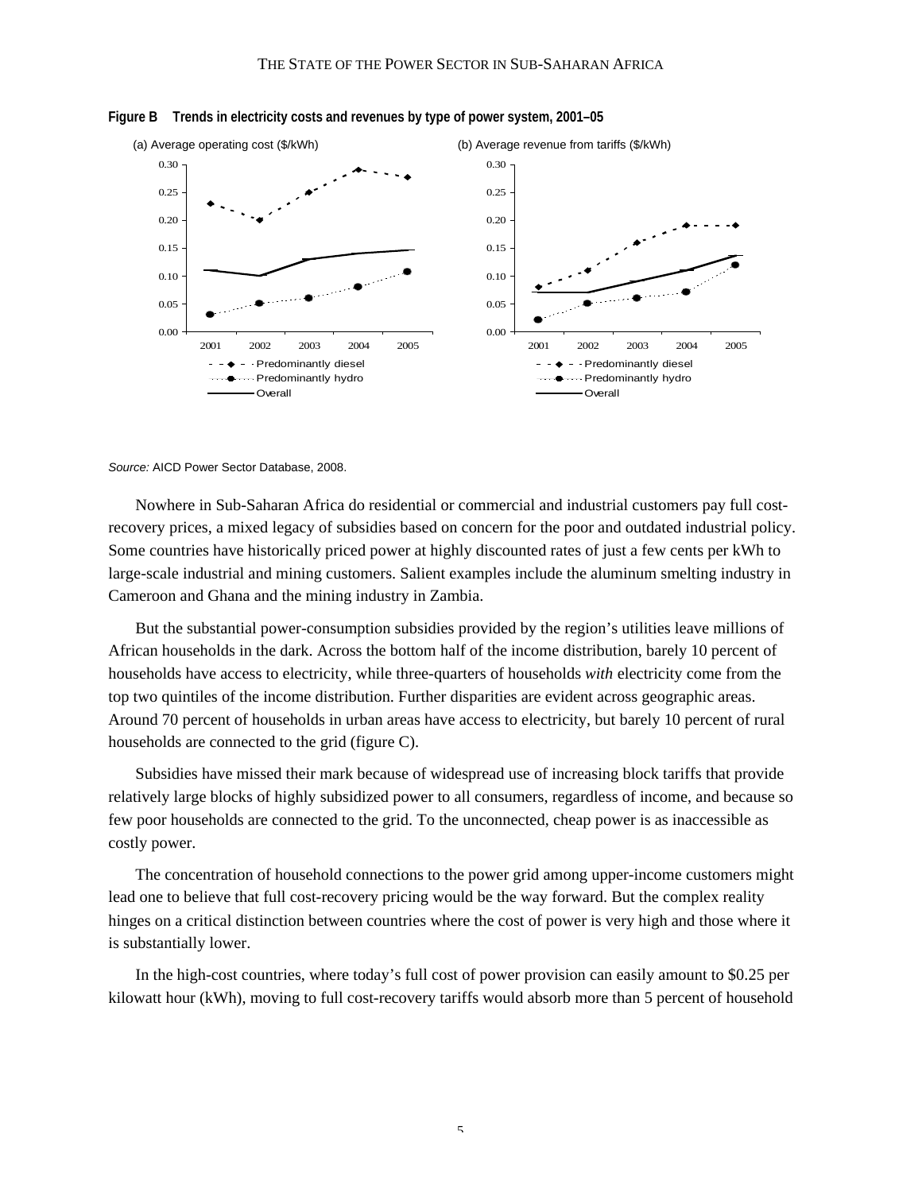**Figure B Trends in electricity costs and revenues by type of power system, 2001–05**

*Source:* AICD Power Sector Database, 2008.

Nowhere in Sub-Saharan Africa do residential or commercial and industrial customers pay full cost-recovery prices, a mixed legacy of subsidies based on concern for the poor and outdated industrial policy. Some countries have historically priced power at highly discounted rates of just a few cents per kWh to large-scale industrial and mining customers. Salient examples include the aluminum smelting industry in Cameroon and Ghana and the mining industry in Zambia.

But the substantial power-consumption subsidies provided by the region's utilities leave millions of African households in the dark. Across the bottom half of the income distribution, barely 10 percent of households have access to electricity, while three-quarters of households *with* electricity come from the top two quintiles of the income distribution. Further disparities are evident across geographic areas. Around 70 percent of households in urban areas have access to electricity, but barely 10 percent of rural households are connected to the grid (figure C).

Subsidies have missed their mark because of widespread use of increasing block tariffs that provide relatively large blocks of highly subsidized power to all consumers, regardless of income, and because so few poor households are connected to the grid. To the unconnected, cheap power is as inaccessible as costly power.

The concentration of household connections to the power grid among upper-income customers might lead one to believe that full cost-recovery pricing would be the way forward. But the complex reality hinges on a critical distinction between countries where the cost of power is very high and those where it is substantially lower.

In the high-cost countries, where today's full cost of power provision can easily amount to $0.25 per kilowatt hour (kWh), moving to full cost-recovery tariffs would absorb more than 5 percent of household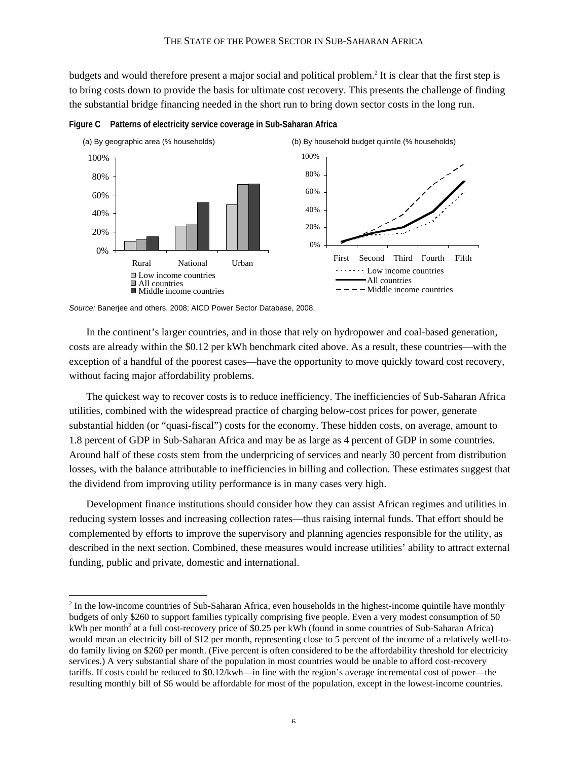budgets and would therefore present a major social and political problem.[2] It is clear that the first step is to bring costs down to provide the basis for ultimate cost recovery. This presents the challenge of finding the substantial bridge financing needed in the short run to bring down sector costs in the long run.

**Figure C Patterns of electricity service coverage in Sub-Saharan Africa**

(a) By geographic area (% households)

(b) By household budget quintile (% households)

*Source:* Banerjee and others, 2008; AICD Power Sector Database, 2008.

In the continent's larger countries, and in those that rely on hydropower and coal-based generation, costs are already within the $0.12 per kWh benchmark cited above. As a result, these countries—with the exception of a handful of the poorest cases—have the opportunity to move quickly toward cost recovery, without facing major affordability problems.

The quickest way to recover costs is to reduce inefficiency. The inefficiencies of Sub-Saharan Africa utilities, combined with the widespread practice of charging below-cost prices for power, generate substantial hidden (or "quasi-fiscal") costs for the economy. These hidden costs, on average, amount to 1.8 percent of GDP in Sub-Saharan Africa and may be as large as 4 percent of GDP in some countries. Around half of these costs stem from the underpricing of services and nearly 30 percent from distribution losses, with the balance attributable to inefficiencies in billing and collection. These estimates suggest that the dividend from improving utility performance is in many cases very high.

Development finance institutions should consider how they can assist African regimes and utilities in reducing system losses and increasing collection rates—thus raising internal funds. That effort should be complemented by efforts to improve the supervisory and planning agencies responsible for the utility, as described in the next section. Combined, these measures would increase utilities' ability to attract external funding, public and private, domestic and international.

---

[2] In the low-income countries of Sub-Saharan Africa, even households in the highest-income quintile have monthly budgets of only $260 to support families typically comprising five people. Even a very modest consumption of 50 kWh per month[2] at a full cost-recovery price of $0.25 per kWh (found in some countries of Sub-Saharan Africa) would mean an electricity bill of $12 per month, representing close to 5 percent of the income of a relatively well-to-do family living on $260 per month. (Five percent is often considered to be the affordability threshold for electricity services.) A very substantial share of the population in most countries would be unable to afford cost-recovery tariffs. If costs could be reduced to $0.12/kwh—in line with the region's average incremental cost of power—the resulting monthly bill of $6 would be affordable for most of the population, except in the lowest-income countries.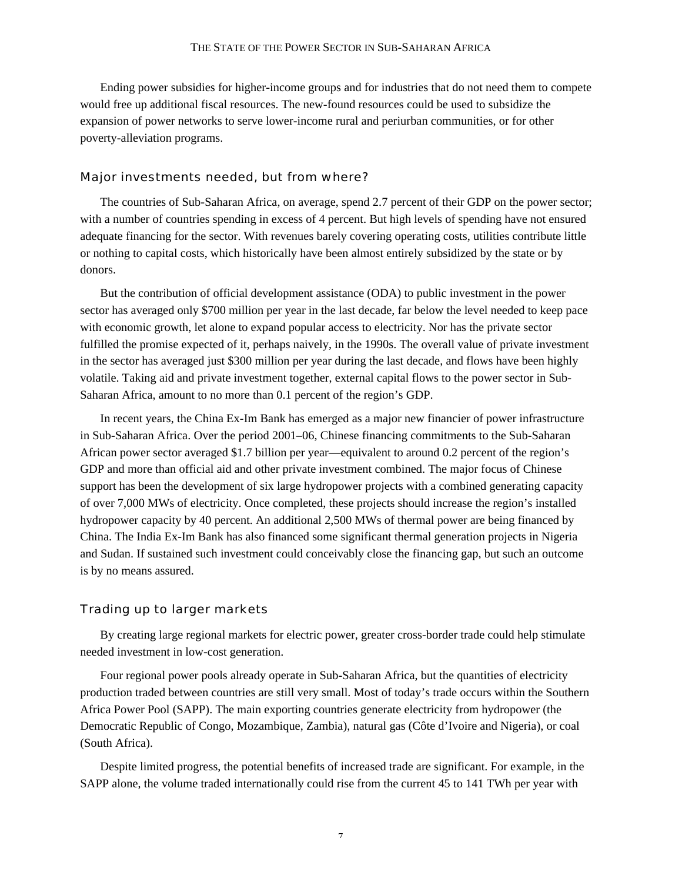Ending power subsidies for higher-income groups and for industries that do not need them to compete would free up additional fiscal resources. The new-found resources could be used to subsidize the expansion of power networks to serve lower-income rural and periurban communities, or for other poverty-alleviation programs.

## Major investments needed, but from where?

The countries of Sub-Saharan Africa, on average, spend 2.7 percent of their GDP on the power sector; with a number of countries spending in excess of 4 percent. But high levels of spending have not ensured adequate financing for the sector. With revenues barely covering operating costs, utilities contribute little or nothing to capital costs, which historically have been almost entirely subsidized by the state or by donors.

But the contribution of official development assistance (ODA) to public investment in the power sector has averaged only $700 million per year in the last decade, far below the level needed to keep pace with economic growth, let alone to expand popular access to electricity. Nor has the private sector fulfilled the promise expected of it, perhaps naively, in the 1990s. The overall value of private investment in the sector has averaged just $300 million per year during the last decade, and flows have been highly volatile. Taking aid and private investment together, external capital flows to the power sector in Sub-Saharan Africa, amount to no more than 0.1 percent of the region's GDP.

In recent years, the China Ex-Im Bank has emerged as a major new financier of power infrastructure in Sub-Saharan Africa. Over the period 2001–06, Chinese financing commitments to the Sub-Saharan African power sector averaged $1.7 billion per year—equivalent to around 0.2 percent of the region's GDP and more than official aid and other private investment combined. The major focus of Chinese support has been the development of six large hydropower projects with a combined generating capacity of over 7,000 MWs of electricity. Once completed, these projects should increase the region's installed hydropower capacity by 40 percent. An additional 2,500 MWs of thermal power are being financed by China. The India Ex-Im Bank has also financed some significant thermal generation projects in Nigeria and Sudan. If sustained such investment could conceivably close the financing gap, but such an outcome is by no means assured.

## Trading up to larger markets

By creating large regional markets for electric power, greater cross-border trade could help stimulate needed investment in low-cost generation.

Four regional power pools already operate in Sub-Saharan Africa, but the quantities of electricity production traded between countries are still very small. Most of today's trade occurs within the Southern Africa Power Pool (SAPP). The main exporting countries generate electricity from hydropower (the Democratic Republic of Congo, Mozambique, Zambia), natural gas (Côte d'Ivoire and Nigeria), or coal (South Africa).

Despite limited progress, the potential benefits of increased trade are significant. For example, in the SAPP alone, the volume traded internationally could rise from the current 45 to 141 TWh per year with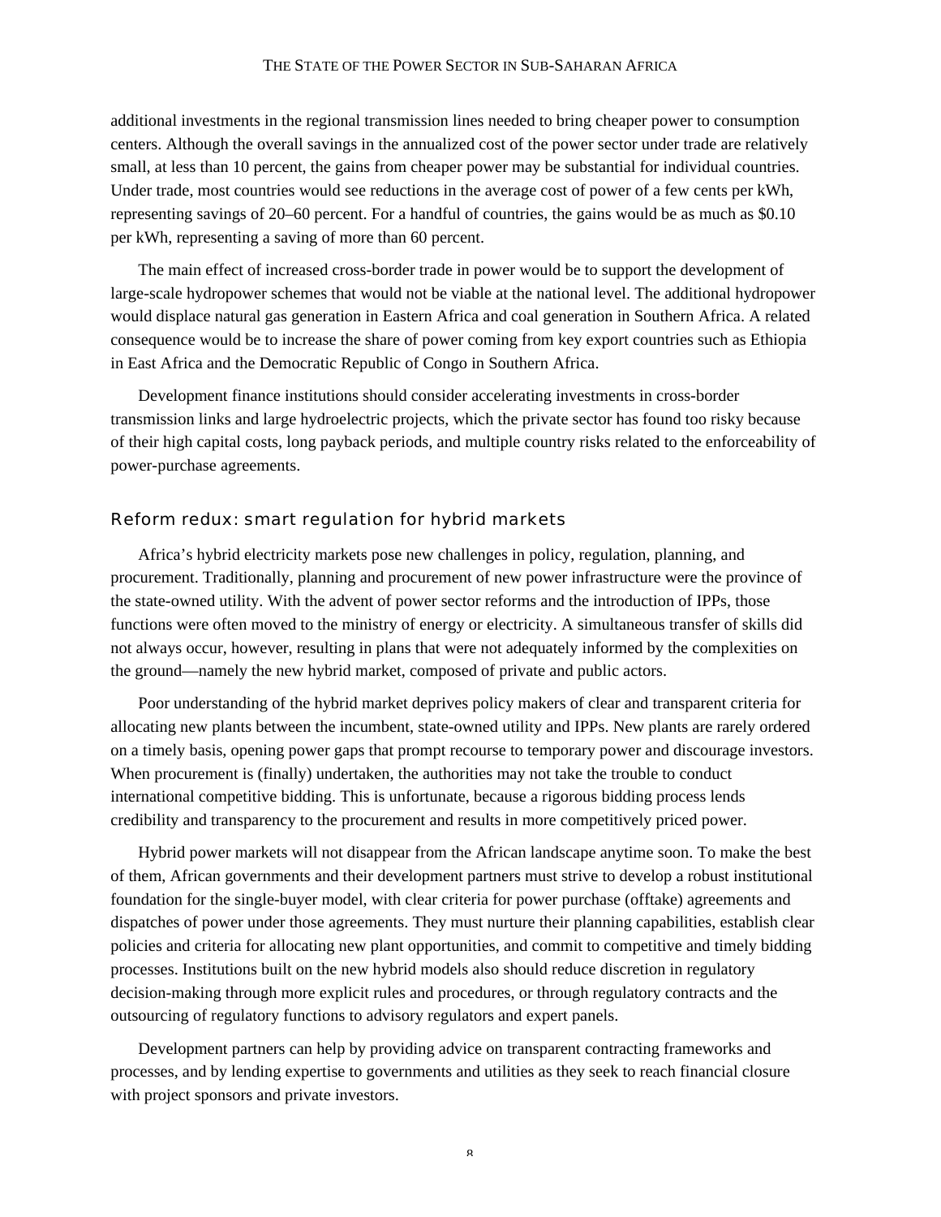additional investments in the regional transmission lines needed to bring cheaper power to consumption centers. Although the overall savings in the annualized cost of the power sector under trade are relatively small, at less than 10 percent, the gains from cheaper power may be substantial for individual countries. Under trade, most countries would see reductions in the average cost of power of a few cents per kWh, representing savings of 20–60 percent. For a handful of countries, the gains would be as much as $0.10 per kWh, representing a saving of more than 60 percent.

The main effect of increased cross-border trade in power would be to support the development of large-scale hydropower schemes that would not be viable at the national level. The additional hydropower would displace natural gas generation in Eastern Africa and coal generation in Southern Africa. A related consequence would be to increase the share of power coming from key export countries such as Ethiopia in East Africa and the Democratic Republic of Congo in Southern Africa.

Development finance institutions should consider accelerating investments in cross-border transmission links and large hydroelectric projects, which the private sector has found too risky because of their high capital costs, long payback periods, and multiple country risks related to the enforceability of power-purchase agreements.

## Reform redux: smart regulation for hybrid markets

Africa's hybrid electricity markets pose new challenges in policy, regulation, planning, and procurement. Traditionally, planning and procurement of new power infrastructure were the province of the state-owned utility. With the advent of power sector reforms and the introduction of IPPs, those functions were often moved to the ministry of energy or electricity. A simultaneous transfer of skills did not always occur, however, resulting in plans that were not adequately informed by the complexities on the ground—namely the new hybrid market, composed of private and public actors.

Poor understanding of the hybrid market deprives policy makers of clear and transparent criteria for allocating new plants between the incumbent, state-owned utility and IPPs. New plants are rarely ordered on a timely basis, opening power gaps that prompt recourse to temporary power and discourage investors. When procurement is (finally) undertaken, the authorities may not take the trouble to conduct international competitive bidding. This is unfortunate, because a rigorous bidding process lends credibility and transparency to the procurement and results in more competitively priced power.

Hybrid power markets will not disappear from the African landscape anytime soon. To make the best of them, African governments and their development partners must strive to develop a robust institutional foundation for the single-buyer model, with clear criteria for power purchase (offtake) agreements and dispatches of power under those agreements. They must nurture their planning capabilities, establish clear policies and criteria for allocating new plant opportunities, and commit to competitive and timely bidding processes. Institutions built on the new hybrid models also should reduce discretion in regulatory decision-making through more explicit rules and procedures, or through regulatory contracts and the outsourcing of regulatory functions to advisory regulators and expert panels.

Development partners can help by providing advice on transparent contracting frameworks and processes, and by lending expertise to governments and utilities as they seek to reach financial closure with project sponsors and private investors.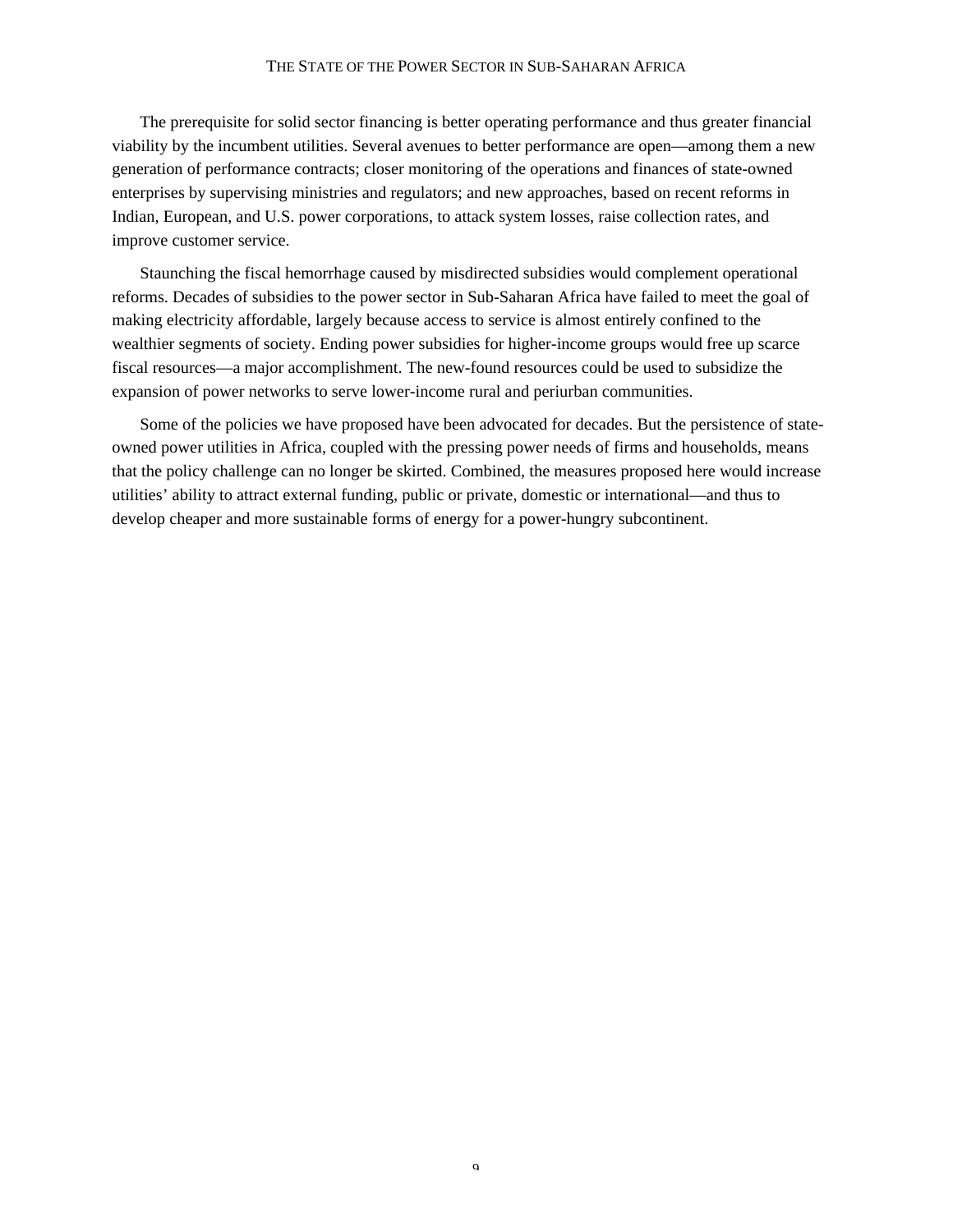The prerequisite for solid sector financing is better operating performance and thus greater financial viability by the incumbent utilities. Several avenues to better performance are open—among them a new generation of performance contracts; closer monitoring of the operations and finances of state-owned enterprises by supervising ministries and regulators; and new approaches, based on recent reforms in Indian, European, and U.S. power corporations, to attack system losses, raise collection rates, and improve customer service.

Staunching the fiscal hemorrhage caused by misdirected subsidies would complement operational reforms. Decades of subsidies to the power sector in Sub-Saharan Africa have failed to meet the goal of making electricity affordable, largely because access to service is almost entirely confined to the wealthier segments of society. Ending power subsidies for higher-income groups would free up scarce fiscal resources—a major accomplishment. The new-found resources could be used to subsidize the expansion of power networks to serve lower-income rural and periurban communities.

Some of the policies we have proposed have been advocated for decades. But the persistence of state-owned power utilities in Africa, coupled with the pressing power needs of firms and households, means that the policy challenge can no longer be skirted. Combined, the measures proposed here would increase utilities' ability to attract external funding, public or private, domestic or international—and thus to develop cheaper and more sustainable forms of energy for a power-hungry subcontinent.